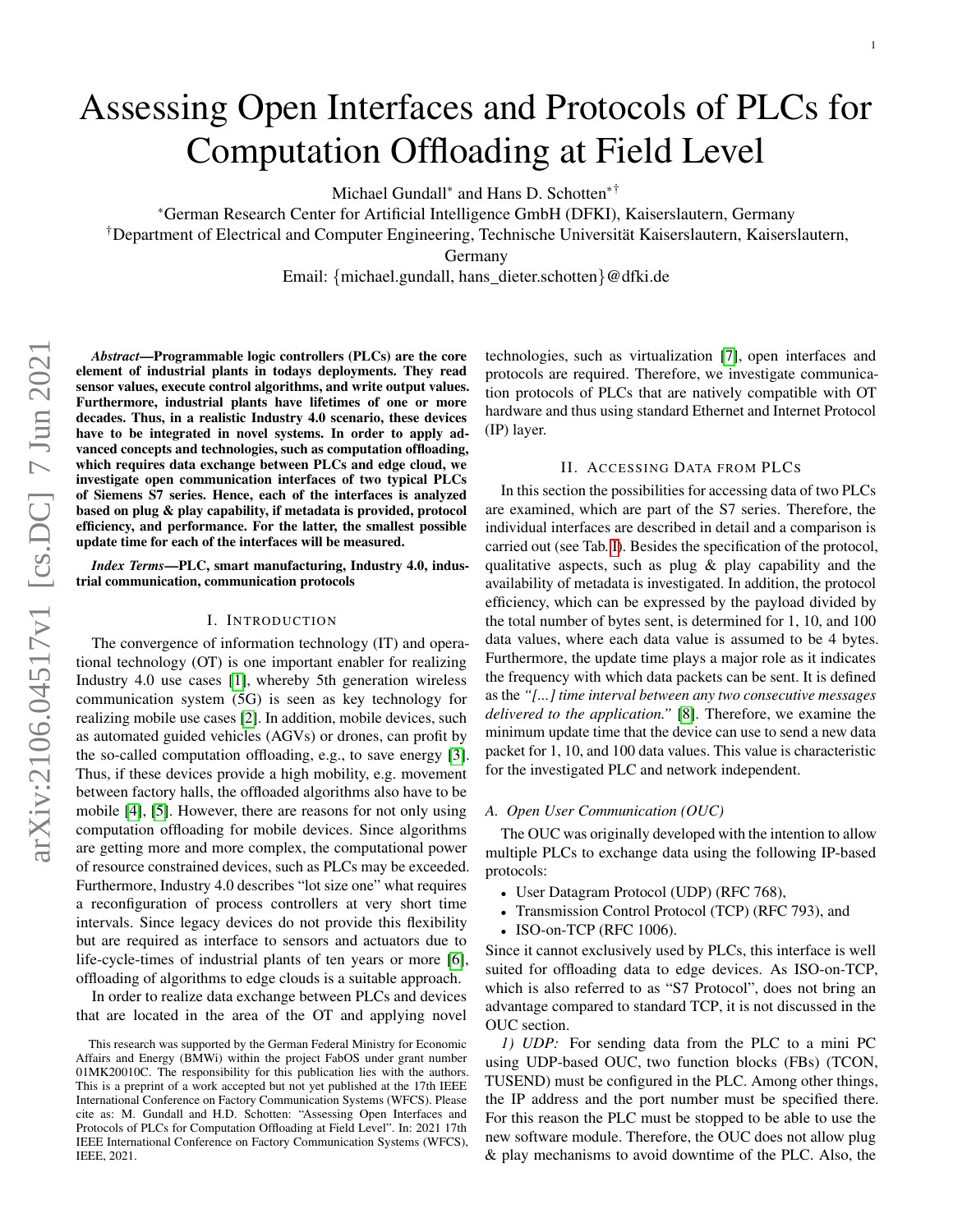# Assessing Open Interfaces and Protocols of PLCs for Computation Offloading at Field Level

Michael Gundall* and Hans D. Schotten*†

*German Research Center for Artificial Intelligence GmbH (DFKI), Kaiserslautern, Germany

†Department of Electrical and Computer Engineering, Technische Universität Kaiserslautern, Kaiserslautern, Germany

Email: {michael.gundall, hans_dieter.schotten}@dfki.de

***Abstract*—Programmable logic controllers (PLCs) are the core element of industrial plants in todays deployments. They read sensor values, execute control algorithms, and write output values. Furthermore, industrial plants have lifetimes of one or more decades. Thus, in a realistic Industry 4.0 scenario, these devices have to be integrated in novel systems. In order to apply advanced concepts and technologies, such as computation offloading, which requires data exchange between PLCs and edge cloud, we investigate open communication interfaces of two typical PLCs of Siemens S7 series. Hence, each of the interfaces is analyzed based on plug & play capability, if metadata is provided, protocol efficiency, and performance. For the latter, the smallest possible update time for each of the interfaces will be measured.**

***Index Terms*—PLC, smart manufacturing, Industry 4.0, industrial communication, communication protocols**

## I. Introduction

The convergence of information technology (IT) and operational technology (OT) is one important enabler for realizing Industry 4.0 use cases [1], whereby 5th generation wireless communication system (5G) is seen as key technology for realizing mobile use cases [2]. In addition, mobile devices, such as automated guided vehicles (AGVs) or drones, can profit by the so-called computation offloading, e.g., to save energy [3]. Thus, if these devices provide a high mobility, e.g. movement between factory halls, the offloaded algorithms also have to be mobile [4], [5]. However, there are reasons for not only using computation offloading for mobile devices. Since algorithms are getting more and more complex, the computational power of resource constrained devices, such as PLCs may be exceeded. Furthermore, Industry 4.0 describes "lot size one" what requires a reconfiguration of process controllers at very short time intervals. Since legacy devices do not provide this flexibility but are required as interface to sensors and actuators due to life-cycle-times of industrial plants of ten years or more [6], offloading of algorithms to edge clouds is a suitable approach.

In order to realize data exchange between PLCs and devices that are located in the area of the OT and applying novel technologies, such as virtualization [7], open interfaces and protocols are required. Therefore, we investigate communication protocols of PLCs that are natively compatible with OT hardware and thus using standard Ethernet and Internet Protocol (IP) layer.

This research was supported by the German Federal Ministry for Economic Affairs and Energy (BMWi) within the project FabOS under grant number 01MK20010C. The responsibility for this publication lies with the authors. This is a preprint of a work accepted but not yet published at the 17th IEEE International Conference on Factory Communication Systems (WFCS). Please cite as: M. Gundall and H.D. Schotten: "Assessing Open Interfaces and Protocols of PLCs for Computation Offloading at Field Level". In: 2021 17th IEEE International Conference on Factory Communication Systems (WFCS), IEEE, 2021.

## II. Accessing Data from PLCs

In this section the possibilities for accessing data of two PLCs are examined, which are part of the S7 series. Therefore, the individual interfaces are described in detail and a comparison is carried out (see Tab. I). Besides the specification of the protocol, qualitative aspects, such as plug & play capability and the availability of metadata is investigated. In addition, the protocol efficiency, which can be expressed by the payload divided by the total number of bytes sent, is determined for 1, 10, and 100 data values, where each data value is assumed to be 4 bytes. Furthermore, the update time plays a major role as it indicates the frequency with which data packets can be sent. It is defined as the *"[...] time interval between any two consecutive messages delivered to the application."* [8]. Therefore, we examine the minimum update time that the device can use to send a new data packet for 1, 10, and 100 data values. This value is characteristic for the investigated PLC and network independent.

### A. Open User Communication (OUC)

The OUC was originally developed with the intention to allow multiple PLCs to exchange data using the following IP-based protocols:

- User Datagram Protocol (UDP) (RFC 768),
- Transmission Control Protocol (TCP) (RFC 793), and
- ISO-on-TCP (RFC 1006).

Since it cannot exclusively used by PLCs, this interface is well suited for offloading data to edge devices. As ISO-on-TCP, which is also referred to as "S7 Protocol", does not bring an advantage compared to standard TCP, it is not discussed in the OUC section.

*1) UDP:* For sending data from the PLC to a mini PC using UDP-based OUC, two function blocks (FBs) (TCON, TUSEND) must be configured in the PLC. Among other things, the IP address and the port number must be specified there. For this reason the PLC must be stopped to be able to use the new software module. Therefore, the OUC does not allow plug & play mechanisms to avoid downtime of the PLC. Also, the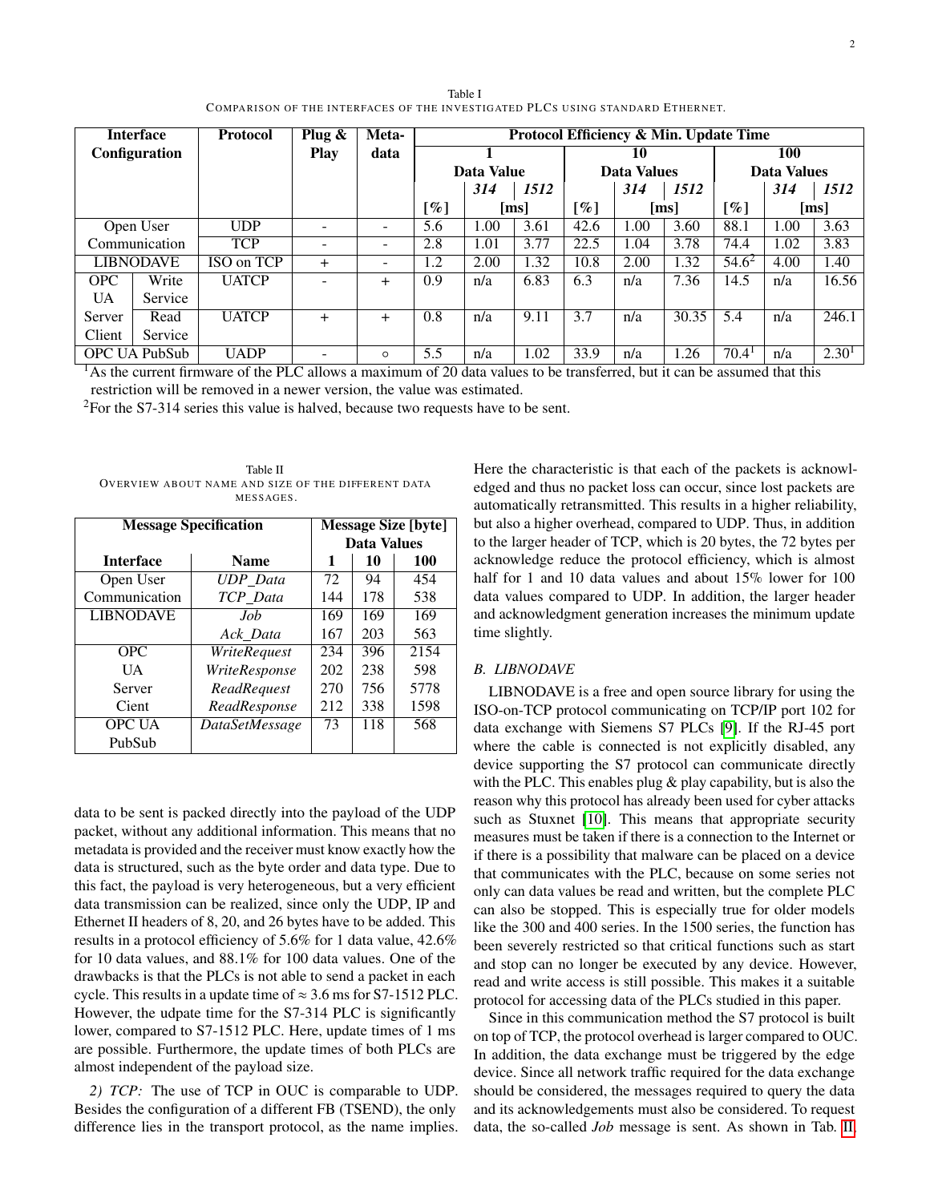Table I
COMPARISON OF THE INTERFACES OF THE INVESTIGATED PLCS USING STANDARD ETHERNET.

| Interface Configuration | | Protocol | Plug & Play | Meta-data | Protocol Efficiency & Min. Update Time | | | | | | | | |
|---|---|---|---|---|---|---|---|---|---|---|---|---|---|
| | | | | | 1 Data Value | | | 10 Data Values | | | 100 Data Values | | |
| | | | | | [%] | 314 [ms] | 1512 [ms] | [%] | 314 [ms] | 1512 [ms] | [%] | 314 [ms] | 1512 [ms] |
| Open User Communication | | UDP | - | - | 5.6 | 1.00 | 3.61 | 42.6 | 1.00 | 3.60 | 88.1 | 1.00 | 3.63 |
| | | TCP | - | - | 2.8 | 1.01 | 3.77 | 22.5 | 1.04 | 3.78 | 74.4 | 1.02 | 3.83 |
| LIBNODAVE | | ISO on TCP | + | - | 1.2 | 2.00 | 1.32 | 10.8 | 2.00 | 1.32 | 54.6[2] | 4.00 | 1.40 |
| OPC UA Server Client | Write Service | UATCP | - | + | 0.9 | n/a | 6.83 | 6.3 | n/a | 7.36 | 14.5 | n/a | 16.56 |
| | Read Service | UATCP | + | + | 0.8 | n/a | 9.11 | 3.7 | n/a | 30.35 | 5.4 | n/a | 246.1 |
| OPC UA PubSub | | UADP | - | ○ | 5.5 | n/a | 1.02 | 33.9 | n/a | 1.26 | 70.4[1] | n/a | 2.30[1] |

[1]As the current firmware of the PLC allows a maximum of 20 data values to be transferred, but it can be assumed that this restriction will be removed in a newer version, the value was estimated.
[2]For the S7-314 series this value is halved, because two requests have to be sent.

Table II
OVERVIEW ABOUT NAME AND SIZE OF THE DIFFERENT DATA MESSAGES.

| Message Specification | | Message Size [byte] Data Values | | |
|---|---|---|---|---|
| Interface | Name | 1 | 10 | 100 |
| Open User Communication | *UDP_Data* | 72 | 94 | 454 |
| | *TCP_Data* | 144 | 178 | 538 |
| LIBNODAVE | *Job* | 169 | 169 | 169 |
| | *Ack_Data* | 167 | 203 | 563 |
| OPC UA Server Cient | *WriteRequest* | 234 | 396 | 2154 |
| | *WriteResponse* | 202 | 238 | 598 |
| | *ReadRequest* | 270 | 756 | 5778 |
| | *ReadResponse* | 212 | 338 | 1598 |
| OPC UA PubSub | *DataSetMessage* | 73 | 118 | 568 |

data to be sent is packed directly into the payload of the UDP packet, without any additional information. This means that no metadata is provided and the receiver must know exactly how the data is structured, such as the byte order and data type. Due to this fact, the payload is very heterogeneous, but a very efficient data transmission can be realized, since only the UDP, IP and Ethernet II headers of 8, 20, and 26 bytes have to be added. This results in a protocol efficiency of 5.6% for 1 data value, 42.6% for 10 data values, and 88.1% for 100 data values. One of the drawbacks is that the PLCs is not able to send a packet in each cycle. This results in a update time of ≈ 3.6 ms for S7-1512 PLC. However, the udpate time for the S7-314 PLC is significantly lower, compared to S7-1512 PLC. Here, update times of 1 ms are possible. Furthermore, the update times of both PLCs are almost independent of the payload size.

*2) TCP:* The use of TCP in OUC is comparable to UDP. Besides the configuration of a different FB (TSEND), the only difference lies in the transport protocol, as the name implies. Here the characteristic is that each of the packets is acknowledged and thus no packet loss can occur, since lost packets are automatically retransmitted. This results in a higher reliability, but also a higher overhead, compared to UDP. Thus, in addition to the larger header of TCP, which is 20 bytes, the 72 bytes per acknowledge reduce the protocol efficiency, which is almost half for 1 and 10 data values and about 15% lower for 100 data values compared to UDP. In addition, the larger header and acknowledgment generation increases the minimum update time slightly.

### B. LIBNODAVE

LIBNODAVE is a free and open source library for using the ISO-on-TCP protocol communicating on TCP/IP port 102 for data exchange with Siemens S7 PLCs [9]. If the RJ-45 port where the cable is connected is not explicitly disabled, any device supporting the S7 protocol can communicate directly with the PLC. This enables plug & play capability, but is also the reason why this protocol has already been used for cyber attacks such as Stuxnet [10]. This means that appropriate security measures must be taken if there is a connection to the Internet or if there is a possibility that malware can be placed on a device that communicates with the PLC, because on some series not only can data values be read and written, but the complete PLC can also be stopped. This is especially true for older models like the 300 and 400 series. In the 1500 series, the function has been severely restricted so that critical functions such as start and stop can no longer be executed by any device. However, read and write access is still possible. This makes it a suitable protocol for accessing data of the PLCs studied in this paper.

Since in this communication method the S7 protocol is built on top of TCP, the protocol overhead is larger compared to OUC. In addition, the data exchange must be triggered by the edge device. Since all network traffic required for the data exchange should be considered, the messages required to query the data and its acknowledgements must also be considered. To request data, the so-called *Job* message is sent. As shown in Tab. II,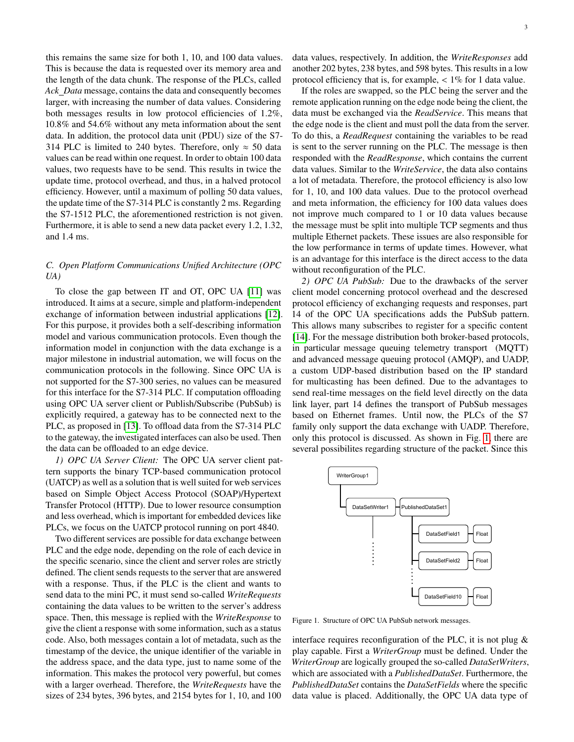this remains the same size for both 1, 10, and 100 data values. This is because the data is requested over its memory area and the length of the data chunk. The response of the PLCs, called *Ack_Data* message, contains the data and consequently becomes larger, with increasing the number of data values. Considering both messages results in low protocol efficiencies of 1.2%, 10.8% and 54.6% without any meta information about the sent data. In addition, the protocol data unit (PDU) size of the S7-314 PLC is limited to 240 bytes. Therefore, only $\approx$ 50 data values can be read within one request. In order to obtain 100 data values, two requests have to be send. This results in twice the update time, protocol overhead, and thus, in a halved protocol efficiency. However, until a maximum of polling 50 data values, the update time of the S7-314 PLC is constantly 2 ms. Regarding the S7-1512 PLC, the aforementioned restriction is not given. Furthermore, it is able to send a new data packet every 1.2, 1.32, and 1.4 ms.

### C. Open Platform Communications Unified Architecture (OPC UA)

To close the gap between IT and OT, OPC UA [11] was introduced. It aims at a secure, simple and platform-independent exchange of information between industrial applications [12]. For this purpose, it provides both a self-describing information model and various communication protocols. Even though the information model in conjunction with the data exchange is a major milestone in industrial automation, we will focus on the communication protocols in the following. Since OPC UA is not supported for the S7-300 series, no values can be measured for this interface for the S7-314 PLC. If computation offloading using OPC UA server client or Publish/Subscribe (PubSub) is explicitly required, a gateway has to be connected next to the PLC, as proposed in [13]. To offload data from the S7-314 PLC to the gateway, the investigated interfaces can also be used. Then the data can be offloaded to an edge device.

*1) OPC UA Server Client:* The OPC UA server client pattern supports the binary TCP-based communication protocol (UATCP) as well as a solution that is well suited for web services based on Simple Object Access Protocol (SOAP)/Hypertext Transfer Protocol (HTTP). Due to lower resource consumption and less overhead, which is important for embedded devices like PLCs, we focus on the UATCP protocol running on port 4840.

Two different services are possible for data exchange between PLC and the edge node, depending on the role of each device in the specific scenario, since the client and server roles are strictly defined. The client sends requests to the server that are answered with a response. Thus, if the PLC is the client and wants to send data to the mini PC, it must send so-called *WriteRequests* containing the data values to be written to the server's address space. Then, this message is replied with the *WriteResponse* to give the client a response with some information, such as a status code. Also, both messages contain a lot of metadata, such as the timestamp of the device, the unique identifier of the variable in the address space, and the data type, just to name some of the information. This makes the protocol very powerful, but comes with a larger overhead. Therefore, the *WriteRequests* have the sizes of 234 bytes, 396 bytes, and 2154 bytes for 1, 10, and 100 data values, respectively. In addition, the *WriteResponses* add another 202 bytes, 238 bytes, and 598 bytes. This results in a low protocol efficiency that is, for example, < 1% for 1 data value.

If the roles are swapped, so the PLC being the server and the remote application running on the edge node being the client, the data must be exchanged via the *ReadService*. This means that the edge node is the client and must poll the data from the server. To do this, a *ReadRequest* containing the variables to be read is sent to the server running on the PLC. The message is then responded with the *ReadResponse*, which contains the current data values. Similar to the *WriteService*, the data also contains a lot of metadata. Therefore, the protocol efficiency is also low for 1, 10, and 100 data values. Due to the protocol overhead and meta information, the efficiency for 100 data values does not improve much compared to 1 or 10 data values because the message must be split into multiple TCP segments and thus multiple Ethernet packets. These issues are also responsible for the low performance in terms of update times. However, what is an advantage for this interface is the direct access to the data without reconfiguration of the PLC.

*2) OPC UA PubSub:* Due to the drawbacks of the server client model concerning protocol overhead and the descresed protocol efficiency of exchanging requests and responses, part 14 of the OPC UA specifications adds the PubSub pattern. This allows many subscribes to register for a specific content [14]. For the message distribution both broker-based protocols, in particular message queuing telemetry transport (MQTT) and advanced message queuing protocol (AMQP), and UADP, a custom UDP-based distribution based on the IP standard for multicasting has been defined. Due to the advantages to send real-time messages on the field level directly on the data link layer, part 14 defines the transport of PubSub messages based on Ethernet frames. Until now, the PLCs of the S7 family only support the data exchange with UADP. Therefore, only this protocol is discussed. As shown in Fig. 1, there are several possibilites regarding structure of the packet. Since this interface requires reconfiguration of the PLC, it is not plug & play capable. First a *WriterGroup* must be defined. Under the *WriterGroup* are logically grouped the so-called *DataSetWriters*, which are associated with a *PublishedDataSet*. Furthermore, the *PublishedDataSet* contains the *DataSetFields* where the specific data value is placed. Additionally, the OPC UA data type of

Figure 1. Structure of OPC UA PubSub network messages.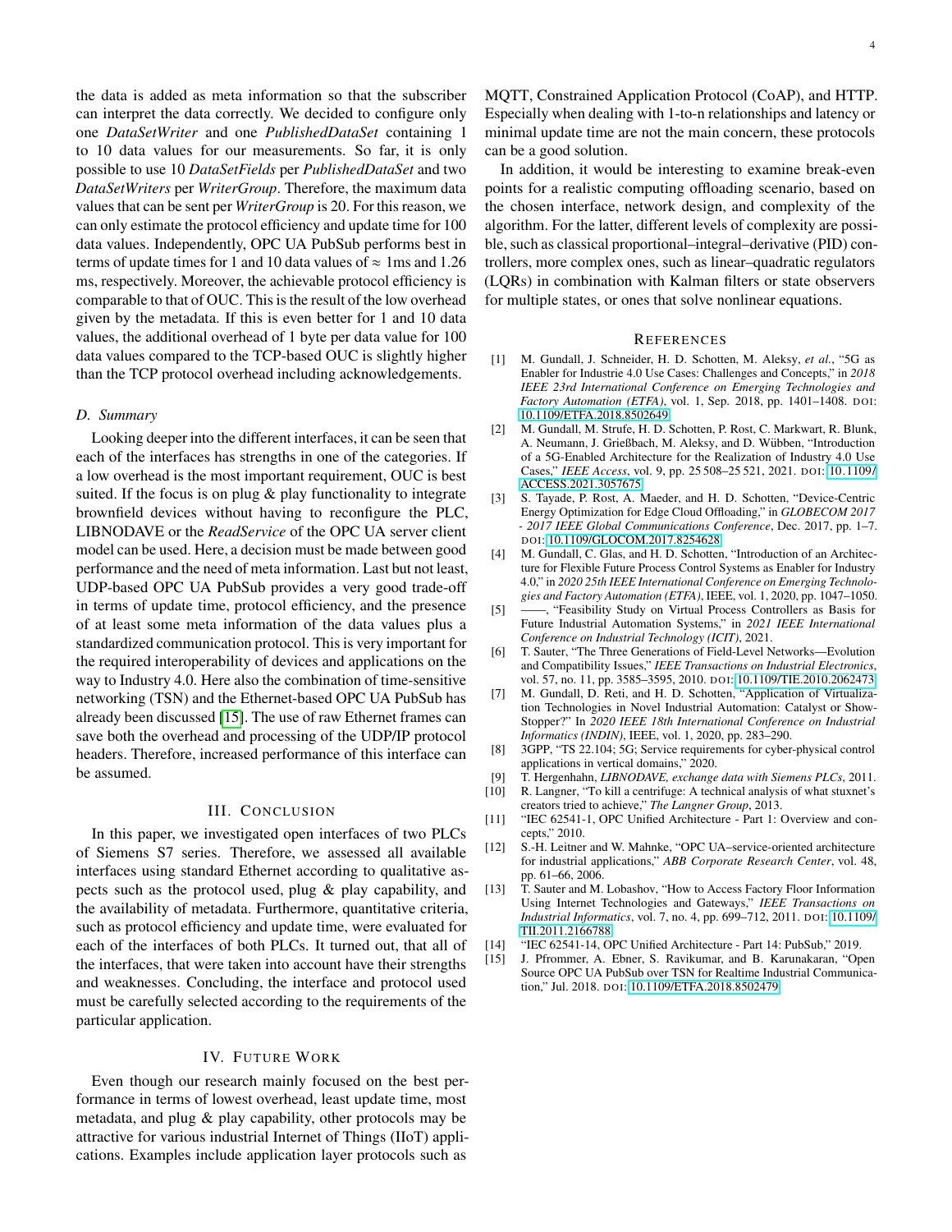the data is added as meta information so that the subscriber can interpret the data correctly. We decided to configure only one *DataSetWriter* and one *PublishedDataSet* containing 1 to 10 data values for our measurements. So far, it is only possible to use 10 *DataSetFields* per *PublishedDataSet* and two *DataSetWriters* per *WriterGroup*. Therefore, the maximum data values that can be sent per *WriterGroup* is 20. For this reason, we can only estimate the protocol efficiency and update time for 100 data values. Independently, OPC UA PubSub performs best in terms of update times for 1 and 10 data values of $\approx$ 1ms and 1.26 ms, respectively. Moreover, the achievable protocol efficiency is comparable to that of OUC. This is the result of the low overhead given by the metadata. If this is even better for 1 and 10 data values, the additional overhead of 1 byte per data value for 100 data values compared to the TCP-based OUC is slightly higher than the TCP protocol overhead including acknowledgements.

### D. Summary

Looking deeper into the different interfaces, it can be seen that each of the interfaces has strengths in one of the categories. If a low overhead is the most important requirement, OUC is best suited. If the focus is on plug & play functionality to integrate brownfield devices without having to reconfigure the PLC, LIBNODAVE or the *ReadService* of the OPC UA server client model can be used. Here, a decision must be made between good performance and the need of meta information. Last but not least, UDP-based OPC UA PubSub provides a very good trade-off in terms of update time, protocol efficiency, and the presence of at least some meta information of the data values plus a standardized communication protocol. This is very important for the required interoperability of devices and applications on the way to Industry 4.0. Here also the combination of time-sensitive networking (TSN) and the Ethernet-based OPC UA PubSub has already been discussed [15]. The use of raw Ethernet frames can save both the overhead and processing of the UDP/IP protocol headers. Therefore, increased performance of this interface can be assumed.

## III. Conclusion

In this paper, we investigated open interfaces of two PLCs of Siemens S7 series. Therefore, we assessed all available interfaces using standard Ethernet according to qualitative aspects such as the protocol used, plug & play capability, and the availability of metadata. Furthermore, quantitative criteria, such as protocol efficiency and update time, were evaluated for each of the interfaces of both PLCs. It turned out, that all of the interfaces, that were taken into account have their strengths and weaknesses. Concluding, the interface and protocol used must be carefully selected according to the requirements of the particular application.

## IV. Future Work

Even though our research mainly focused on the best performance in terms of lowest overhead, least update time, most metadata, and plug & play capability, other protocols may be attractive for various industrial Internet of Things (IIoT) applications. Examples include application layer protocols such as MQTT, Constrained Application Protocol (CoAP), and HTTP. Especially when dealing with 1-to-n relationships and latency or minimal update time are not the main concern, these protocols can be a good solution.

In addition, it would be interesting to examine break-even points for a realistic computing offloading scenario, based on the chosen interface, network design, and complexity of the algorithm. For the latter, different levels of complexity are possible, such as classical proportional–integral–derivative (PID) controllers, more complex ones, such as linear–quadratic regulators (LQRs) in combination with Kalman filters or state observers for multiple states, or ones that solve nonlinear equations.

## References

[1] M. Gundall, J. Schneider, H. D. Schotten, M. Aleksy, *et al.*, "5G as Enabler for Industrie 4.0 Use Cases: Challenges and Concepts," in *2018 IEEE 23rd International Conference on Emerging Technologies and Factory Automation (ETFA)*, vol. 1, Sep. 2018, pp. 1401–1408. DOI: 10.1109/ETFA.2018.8502649.

[2] M. Gundall, M. Strufe, H. D. Schotten, P. Rost, C. Markwart, R. Blunk, A. Neumann, J. Grießbach, M. Aleksy, and D. Wübben, "Introduction of a 5G-Enabled Architecture for the Realization of Industry 4.0 Use Cases," *IEEE Access*, vol. 9, pp. 25 508–25 521, 2021. DOI: 10.1109/ACCESS.2021.3057675.

[3] S. Tayade, P. Rost, A. Maeder, and H. D. Schotten, "Device-Centric Energy Optimization for Edge Cloud Offloading," in *GLOBECOM 2017 - 2017 IEEE Global Communications Conference*, Dec. 2017, pp. 1–7. DOI: 10.1109/GLOCOM.2017.8254628.

[4] M. Gundall, C. Glas, and H. D. Schotten, "Introduction of an Architecture for Flexible Future Process Control Systems as Enabler for Industry 4.0," in *2020 25th IEEE International Conference on Emerging Technologies and Factory Automation (ETFA)*, IEEE, vol. 1, 2020, pp. 1047–1050.

[5] ——, "Feasibility Study on Virtual Process Controllers as Basis for Future Industrial Automation Systems," in *2021 IEEE International Conference on Industrial Technology (ICIT)*, 2021.

[6] T. Sauter, "The Three Generations of Field-Level Networks—Evolution and Compatibility Issues," *IEEE Transactions on Industrial Electronics*, vol. 57, no. 11, pp. 3585–3595, 2010. DOI: 10.1109/TIE.2010.2062473.

[7] M. Gundall, D. Reti, and H. D. Schotten, "Application of Virtualization Technologies in Novel Industrial Automation: Catalyst or Show-Stopper?" In *2020 IEEE 18th International Conference on Industrial Informatics (INDIN)*, IEEE, vol. 1, 2020, pp. 283–290.

[8] 3GPP, "TS 22.104; 5G; Service requirements for cyber-physical control applications in vertical domains," 2020.

[9] T. Hergenhahn, *LIBNODAVE, exchange data with Siemens PLCs*, 2011.

[10] R. Langner, "To kill a centrifuge: A technical analysis of what stuxnet's creators tried to achieve," *The Langner Group*, 2013.

[11] "IEC 62541-1, OPC Unified Architecture - Part 1: Overview and concepts," 2010.

[12] S.-H. Leitner and W. Mahnke, "OPC UA–service-oriented architecture for industrial applications," *ABB Corporate Research Center*, vol. 48, pp. 61–66, 2006.

[13] T. Sauter and M. Lobashov, "How to Access Factory Floor Information Using Internet Technologies and Gateways," *IEEE Transactions on Industrial Informatics*, vol. 7, no. 4, pp. 699–712, 2011. DOI: 10.1109/TII.2011.2166788.

[14] "IEC 62541-14, OPC Unified Architecture - Part 14: PubSub," 2019.

[15] J. Pfrommer, A. Ebner, S. Ravikumar, and B. Karunakaran, "Open Source OPC UA PubSub over TSN for Realtime Industrial Communication," Jul. 2018. DOI: 10.1109/ETFA.2018.8502479.